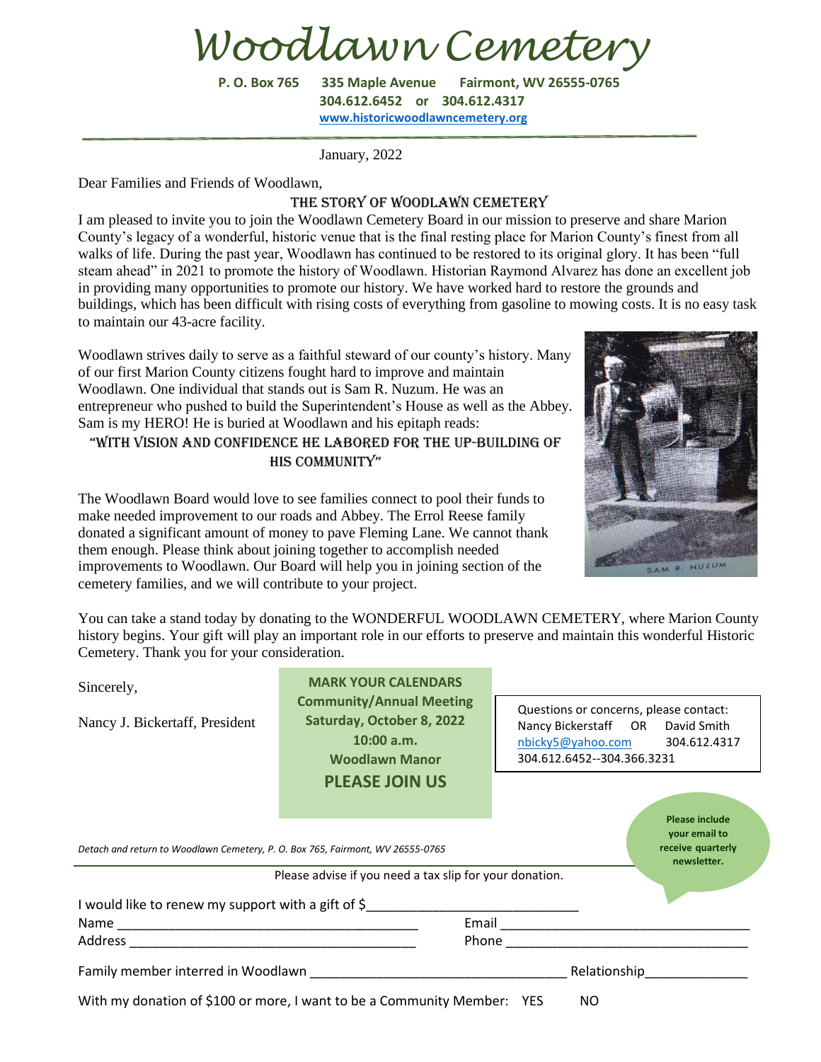# Woodlawn Cemetery

**P. O. Box 765 335 Maple Avenue Fairmont, WV 26555-0765**
**304.612.6452 or 304.612.4317**
**www.historicwoodlawncemetery.org**

January, 2022

Dear Families and Friends of Woodlawn,

## The Story of Woodlawn Cemetery

I am pleased to invite you to join the Woodlawn Cemetery Board in our mission to preserve and share Marion County's legacy of a wonderful, historic venue that is the final resting place for Marion County's finest from all walks of life. During the past year, Woodlawn has continued to be restored to its original glory. It has been "full steam ahead" in 2021 to promote the history of Woodlawn. Historian Raymond Alvarez has done an excellent job in providing many opportunities to promote our history. We have worked hard to restore the grounds and buildings, which has been difficult with rising costs of everything from gasoline to mowing costs. It is no easy task to maintain our 43-acre facility.

Woodlawn strives daily to serve as a faithful steward of our county's history. Many of our first Marion County citizens fought hard to improve and maintain Woodlawn. One individual that stands out is Sam R. Nuzum. He was an entrepreneur who pushed to build the Superintendent's House as well as the Abbey. Sam is my HERO! He is buried at Woodlawn and his epitaph reads:

"WITH VISION AND CONFIDENCE HE LABORED FOR THE UP-BUILDING OF HIS COMMUNITY"

SAM R. NUZUM

The Woodlawn Board would love to see families connect to pool their funds to make needed improvement to our roads and Abbey. The Errol Reese family donated a significant amount of money to pave Fleming Lane. We cannot thank them enough. Please think about joining together to accomplish needed improvements to Woodlawn. Our Board will help you in joining section of the cemetery families, and we will contribute to your project.

You can take a stand today by donating to the WONDERFUL WOODLAWN CEMETERY, where Marion County history begins. Your gift will play an important role in our efforts to preserve and maintain this wonderful Historic Cemetery. Thank you for your consideration.

Sincerely,

Nancy J. Bickertaff, President

**MARK YOUR CALENDARS**
**Community/Annual Meeting**
**Saturday, October 8, 2022**
**10:00 a.m.**
**Woodlawn Manor**
**PLEASE JOIN US**

Questions or concerns, please contact:
Nancy Bickerstaff OR David Smith
nbicky5@yahoo.com 304.612.4317
304.612.6452--304.366.3231

**Please include your email to receive quarterly newsletter.**

*Detach and return to Woodlawn Cemetery, P. O. Box 765, Fairmont, WV 26555-0765*

Please advise if you need a tax slip for your donation.

I would like to renew my support with a gift of $____________________________

Name ________________________________________ Email __________________________________

Address ______________________________________ Phone __________________________________

Family member interred in Woodlawn __________________________________ Relationship_____________

With my donation of $100 or more, I want to be a Community Member: YES NO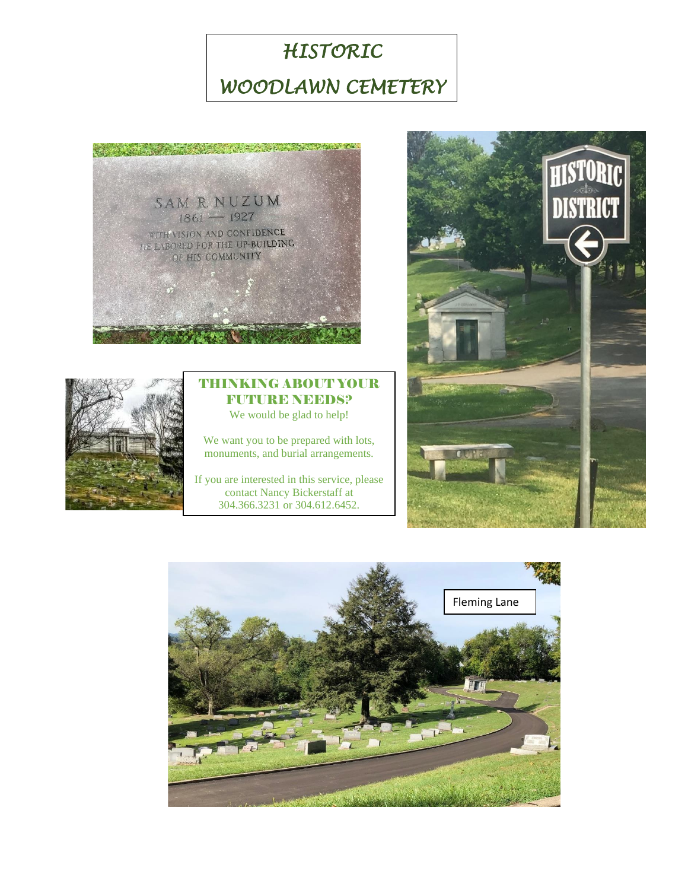# HISTORIC WOODLAWN CEMETERY

SAM R. NUZUM
1861 — 1927
WITH VISION AND CONFIDENCE
HE LABORED FOR THE UP-BUILDING
OF HIS COMMUNITY

## THINKING ABOUT YOUR FUTURE NEEDS?

We would be glad to help!

We want you to be prepared with lots, monuments, and burial arrangements.

If you are interested in this service, please contact Nancy Bickerstaff at 304.366.3231 or 304.612.6452.

HISTORIC DISTRICT

Fleming Lane